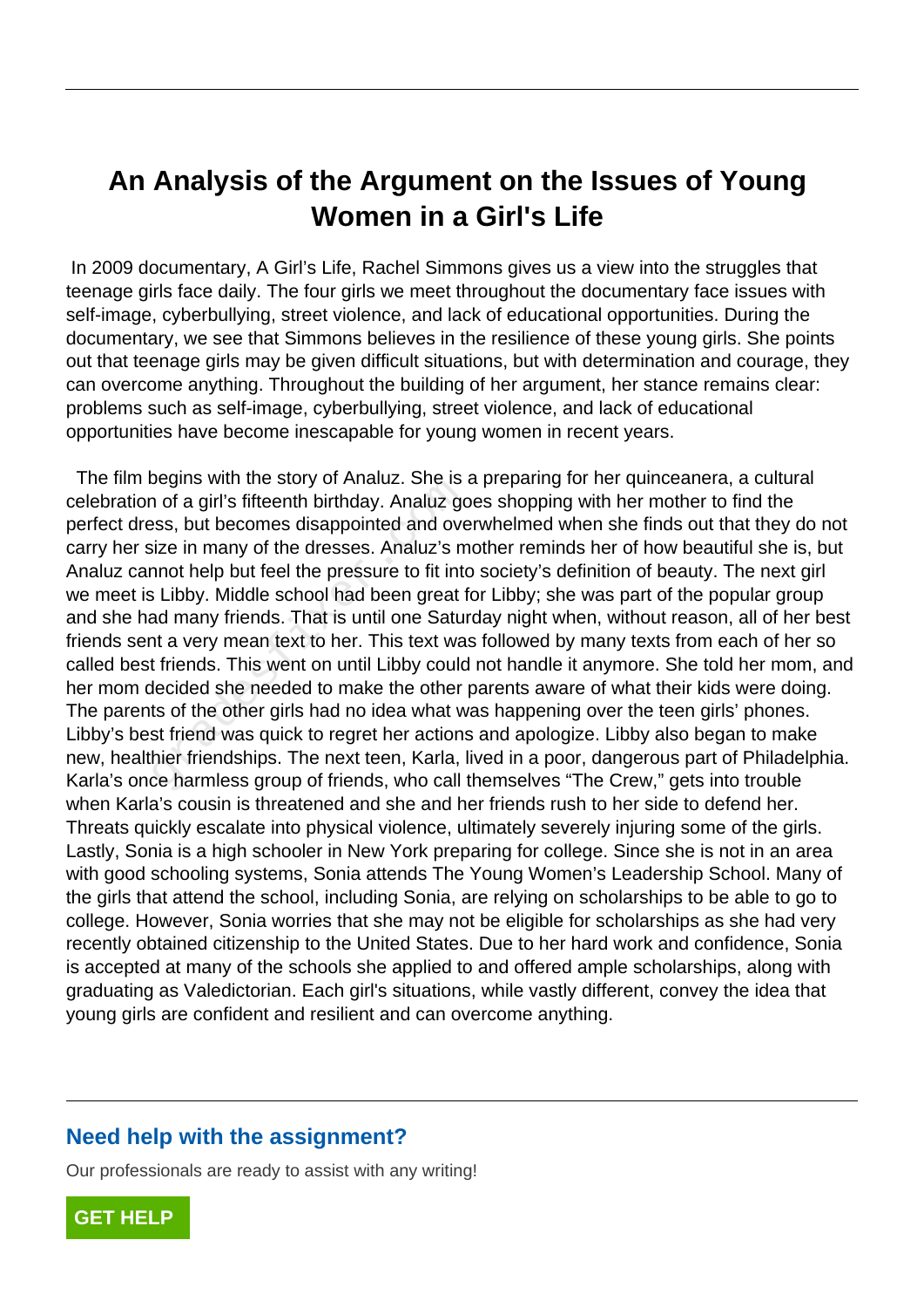# An Analysis of the Argument on the Issues of Young Women in a Girl's Life

In 2009 documentary, A Girl's Life, Rachel Simmons gives us a view into the struggles that teenage girls face daily. The four girls we meet throughout the documentary face issues with self-image, cyberbullying, street violence, and lack of educational opportunities. During the documentary, we see that Simmons believes in the resilience of these young girls. She points out that teenage girls may be given difficult situations, but with determination and courage, they can overcome anything. Throughout the building of her argument, her stance remains clear: problems such as self-image, cyberbullying, street violence, and lack of educational opportunities have become inescapable for young women in recent years.

The film begins with the story of Analuz. She is a preparing for her quinceanera, a cultural celebration of a girl's fifteenth birthday. Analuz goes shopping with her mother to find the perfect dress, but becomes disappointed and overwhelmed when she finds out that they do not carry her size in many of the dresses. Analuz's mother reminds her of how beautiful she is, but Analuz cannot help but feel the pressure to fit into society's definition of beauty. The next girl we meet is Libby. Middle school had been great for Libby; she was part of the popular group and she had many friends. That is until one Saturday night when, without reason, all of her best friends sent a very mean text to her. This text was followed by many texts from each of her so called best friends. This went on until Libby could not handle it anymore. She told her mom, and her mom decided she needed to make the other parents aware of what their kids were doing. The parents of the other girls had no idea what was happening over the teen girls' phones. Libby's best friend was quick to regret her actions and apologize. Libby also began to make new, healthier friendships. The next teen, Karla, lived in a poor, dangerous part of Philadelphia. Karla's once harmless group of friends, who call themselves "The Crew," gets into trouble when Karla's cousin is threatened and she and her friends rush to her side to defend her. Threats quickly escalate into physical violence, ultimately severely injuring some of the girls. Lastly, Sonia is a high schooler in New York preparing for college. Since she is not in an area with good schooling systems, Sonia attends The Young Women's Leadership School. Many of the girls that attend the school, including Sonia, are relying on scholarships to be able to go to college. However, Sonia worries that she may not be eligible for scholarships as she had very recently obtained citizenship to the United States. Due to her hard work and confidence, Sonia is accepted at many of the schools she applied to and offered ample scholarships, along with graduating as Valedictorian. Each girl's situations, while vastly different, convey the idea that young girls are confident and resilient and can overcome anything.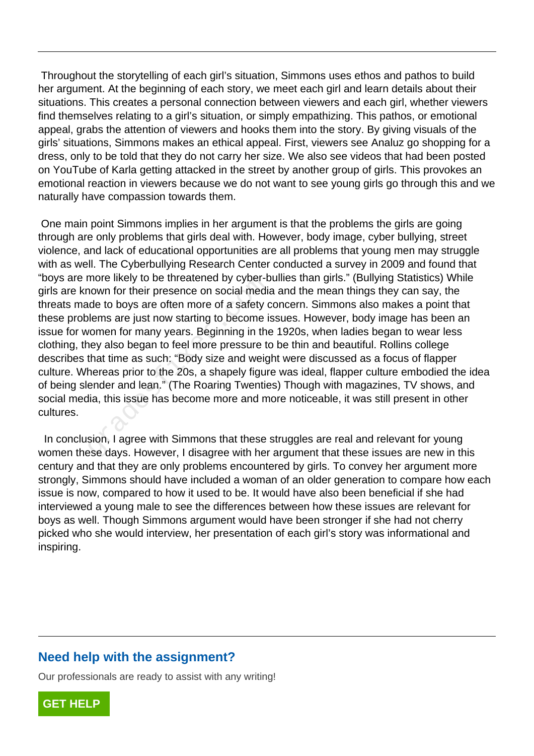Throughout the storytelling of each girl's situation, Simmons uses ethos and pathos to build her argument. At the beginning of each story, we meet each girl and learn details about their situations. This creates a personal connection between viewers and each girl, whether viewers find themselves relating to a girl's situation, or simply empathizing. This pathos, or emotional appeal, grabs the attention of viewers and hooks them into the story. By giving visuals of the girls' situations, Simmons makes an ethical appeal. First, viewers see Analuz go shopping for a dress, only to be told that they do not carry her size. We also see videos that had been posted on YouTube of Karla getting attacked in the street by another group of girls. This provokes an emotional reaction in viewers because we do not want to see young girls go through this and we naturally have compassion towards them.

One main point Simmons implies in her argument is that the problems the girls are going through are only problems that girls deal with. However, body image, cyber bullying, street violence, and lack of educational opportunities are all problems that young men may struggle with as well. The Cyberbullying Research Center conducted a survey in 2009 and found that "boys are more likely to be threatened by cyber-bullies than girls." (Bullying Statistics) While girls are known for their presence on social media and the mean things they can say, the threats made to boys are often more of a safety concern. Simmons also makes a point that these problems are just now starting to become issues. However, body image has been an issue for women for many years. Beginning in the 1920s, when ladies began to wear less clothing, they also began to feel more pressure to be thin and beautiful. Rollins college describes that time as such: "Body size and weight were discussed as a focus of flapper culture. Whereas prior to the 20s, a shapely figure was ideal, flapper culture embodied the idea of being slender and lean." (The Roaring Twenties) Though with magazines, TV shows, and social media, this issue has become more and more noticeable, it was still present in other cultures.

In conclusion, I agree with Simmons that these struggles are real and relevant for young women these days. However, I disagree with her argument that these issues are new in this century and that they are only problems encountered by girls. To convey her argument more strongly, Simmons should have included a woman of an older generation to compare how each issue is now, compared to how it used to be. It would have also been beneficial if she had interviewed a young male to see the differences between how these issues are relevant for boys as well. Though Simmons argument would have been stronger if she had not cherry picked who she would interview, her presentation of each girl's story was informational and inspiring.

## Need help with the assignment?

Our professionals are ready to assist with any writing!

GET HELP